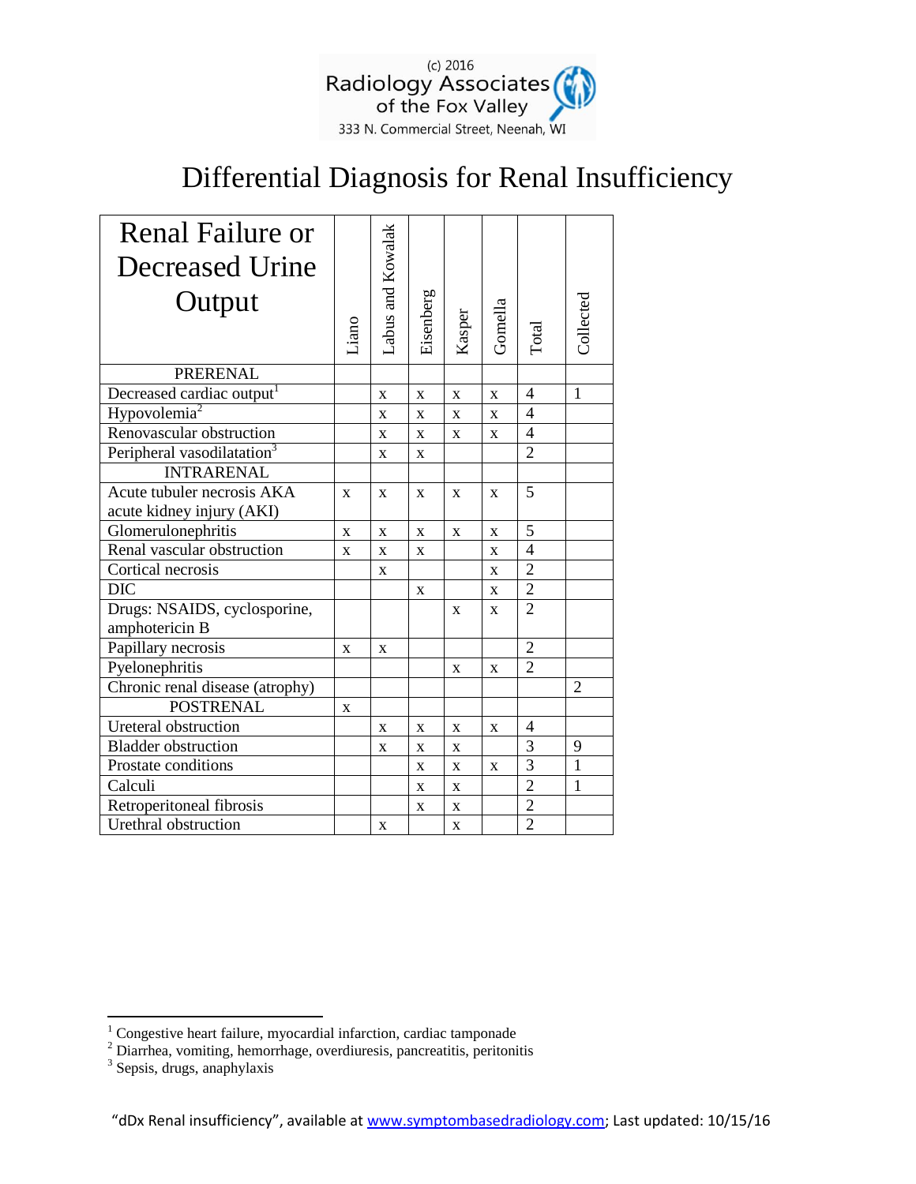(c) 2016
Radiology Associates
of the Fox Valley
333 N. Commercial Street, Neenah, WI

# Differential Diagnosis for Renal Insufficiency

| Renal Failure or Decreased Urine Output | Liano | Labus and Kowalak | Eisenberg | Kasper | Gomella | Total | Collected |
|---|---|---|---|---|---|---|---|
| PRERENAL | | | | | | | |
| Decreased cardiac output[1] | | x | x | x | x | 4 | 1 |
| Hypovolemia[2] | | x | x | x | x | 4 | |
| Renovascular obstruction | | x | x | x | x | 4 | |
| Peripheral vasodilatation[3] | | x | x | | | 2 | |
| INTRARENAL | | | | | | | |
| Acute tubuler necrosis AKA acute kidney injury (AKI) | x | x | x | x | x | 5 | |
| Glomerulonephritis | x | x | x | x | x | 5 | |
| Renal vascular obstruction | x | x | x | | x | 4 | |
| Cortical necrosis | | x | | | x | 2 | |
| DIC | | | x | | x | 2 | |
| Drugs: NSAIDS, cyclosporine, amphotericin B | | | | x | x | 2 | |
| Papillary necrosis | x | x | | | | 2 | |
| Pyelonephritis | | | | x | x | 2 | |
| Chronic renal disease (atrophy) | | | | | | | 2 |
| POSTRENAL | x | | | | | | |
| Ureteral obstruction | | x | x | x | x | 4 | |
| Bladder obstruction | | x | x | x | | 3 | 9 |
| Prostate conditions | | | x | x | x | 3 | 1 |
| Calculi | | | x | x | | 2 | 1 |
| Retroperitoneal fibrosis | | | x | x | | 2 | |
| Urethral obstruction | | x | | x | | 2 | |

[1] Congestive heart failure, myocardial infarction, cardiac tamponade
[2] Diarrhea, vomiting, hemorrhage, overdiuresis, pancreatitis, peritonitis
[3] Sepsis, drugs, anaphylaxis

"dDx Renal insufficiency", available at www.symptombasedradiology.com; Last updated: 10/15/16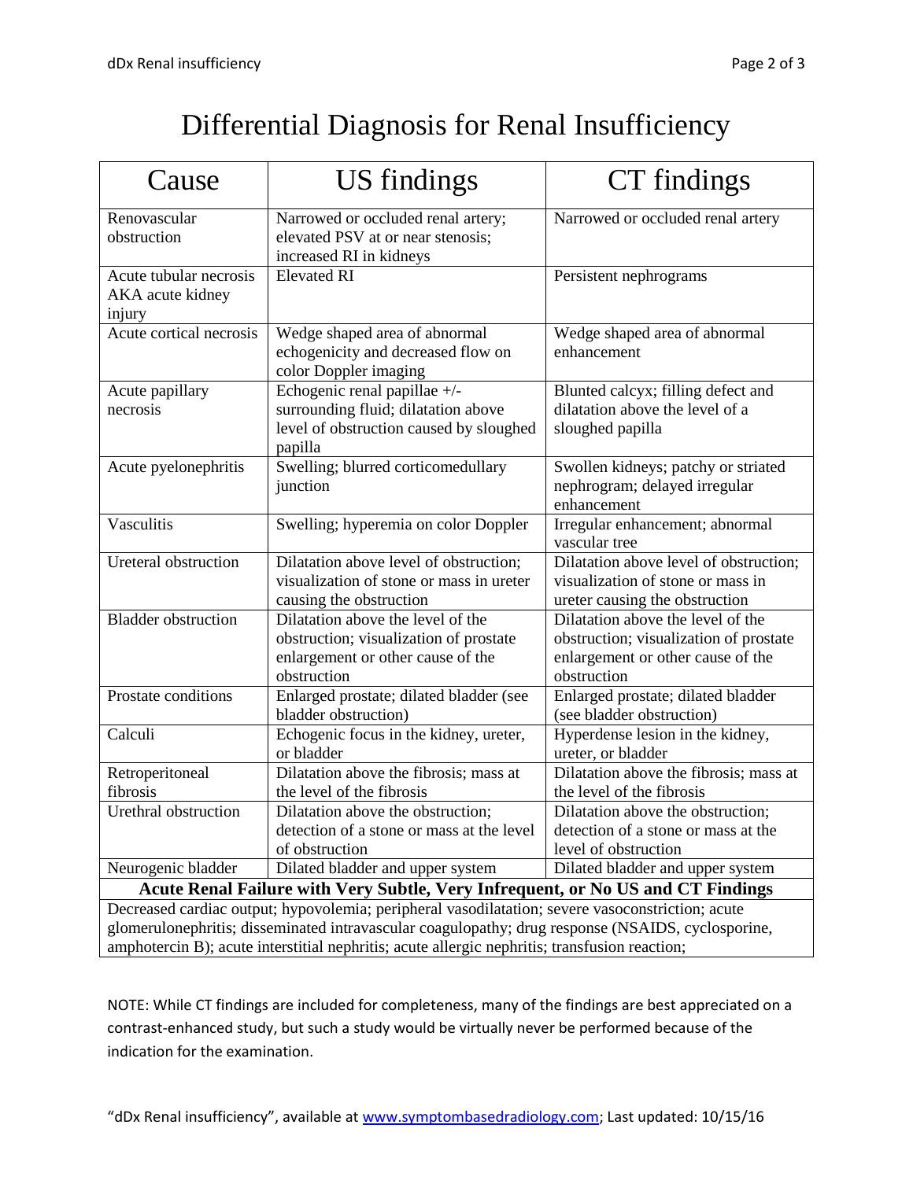# Differential Diagnosis for Renal Insufficiency

| Cause | US findings | CT findings |
|---|---|---|
| Renovascular obstruction | Narrowed or occluded renal artery; elevated PSV at or near stenosis; increased RI in kidneys | Narrowed or occluded renal artery |
| Acute tubular necrosis AKA acute kidney injury | Elevated RI | Persistent nephrograms |
| Acute cortical necrosis | Wedge shaped area of abnormal echogenicity and decreased flow on color Doppler imaging | Wedge shaped area of abnormal enhancement |
| Acute papillary necrosis | Echogenic renal papillae +/- surrounding fluid; dilatation above level of obstruction caused by sloughed papilla | Blunted calcyx; filling defect and dilatation above the level of a sloughed papilla |
| Acute pyelonephritis | Swelling; blurred corticomedullary junction | Swollen kidneys; patchy or striated nephrogram; delayed irregular enhancement |
| Vasculitis | Swelling; hyperemia on color Doppler | Irregular enhancement; abnormal vascular tree |
| Ureteral obstruction | Dilatation above level of obstruction; visualization of stone or mass in ureter causing the obstruction | Dilatation above level of obstruction; visualization of stone or mass in ureter causing the obstruction |
| Bladder obstruction | Dilatation above the level of the obstruction; visualization of prostate enlargement or other cause of the obstruction | Dilatation above the level of the obstruction; visualization of prostate enlargement or other cause of the obstruction |
| Prostate conditions | Enlarged prostate; dilated bladder (see bladder obstruction) | Enlarged prostate; dilated bladder (see bladder obstruction) |
| Calculi | Echogenic focus in the kidney, ureter, or bladder | Hyperdense lesion in the kidney, ureter, or bladder |
| Retroperitoneal fibrosis | Dilatation above the fibrosis; mass at the level of the fibrosis | Dilatation above the fibrosis; mass at the level of the fibrosis |
| Urethral obstruction | Dilatation above the obstruction; detection of a stone or mass at the level of obstruction | Dilatation above the obstruction; detection of a stone or mass at the level of obstruction |
| Neurogenic bladder | Dilated bladder and upper system | Dilated bladder and upper system |
| **Acute Renal Failure with Very Subtle, Very Infrequent, or No US and CT Findings** | | |
| Decreased cardiac output; hypovolemia; peripheral vasodilatation; severe vasoconstriction; acute glomerulonephritis; disseminated intravascular coagulopathy; drug response (NSAIDS, cyclosporine, amphotercin B); acute interstitial nephritis; acute allergic nephritis; transfusion reaction; | | |

NOTE: While CT findings are included for completeness, many of the findings are best appreciated on a contrast-enhanced study, but such a study would be virtually never be performed because of the indication for the examination.

"dDx Renal insufficiency", available at www.symptombasedradiology.com; Last updated: 10/15/16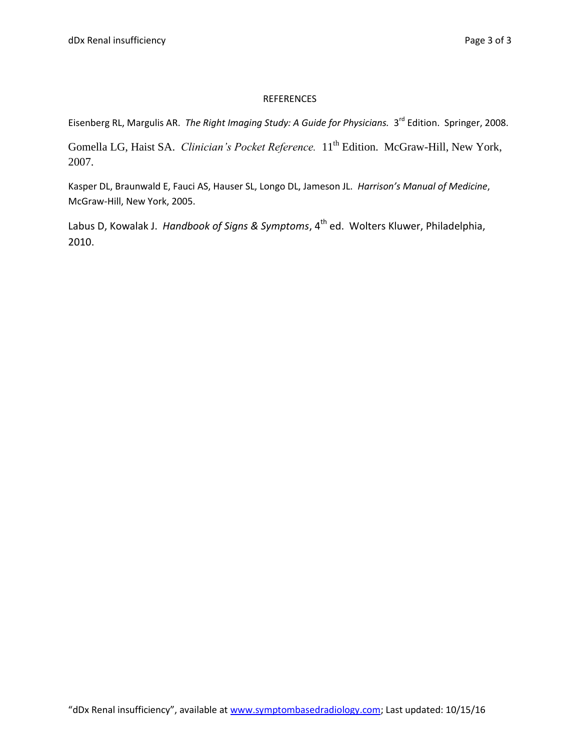## REFERENCES

Eisenberg RL, Margulis AR. *The Right Imaging Study: A Guide for Physicians.* 3rd Edition. Springer, 2008.

Gomella LG, Haist SA. *Clinician's Pocket Reference.* 11th Edition. McGraw-Hill, New York, 2007.

Kasper DL, Braunwald E, Fauci AS, Hauser SL, Longo DL, Jameson JL. *Harrison's Manual of Medicine*, McGraw-Hill, New York, 2005.

Labus D, Kowalak J. *Handbook of Signs & Symptoms*, 4th ed. Wolters Kluwer, Philadelphia, 2010.